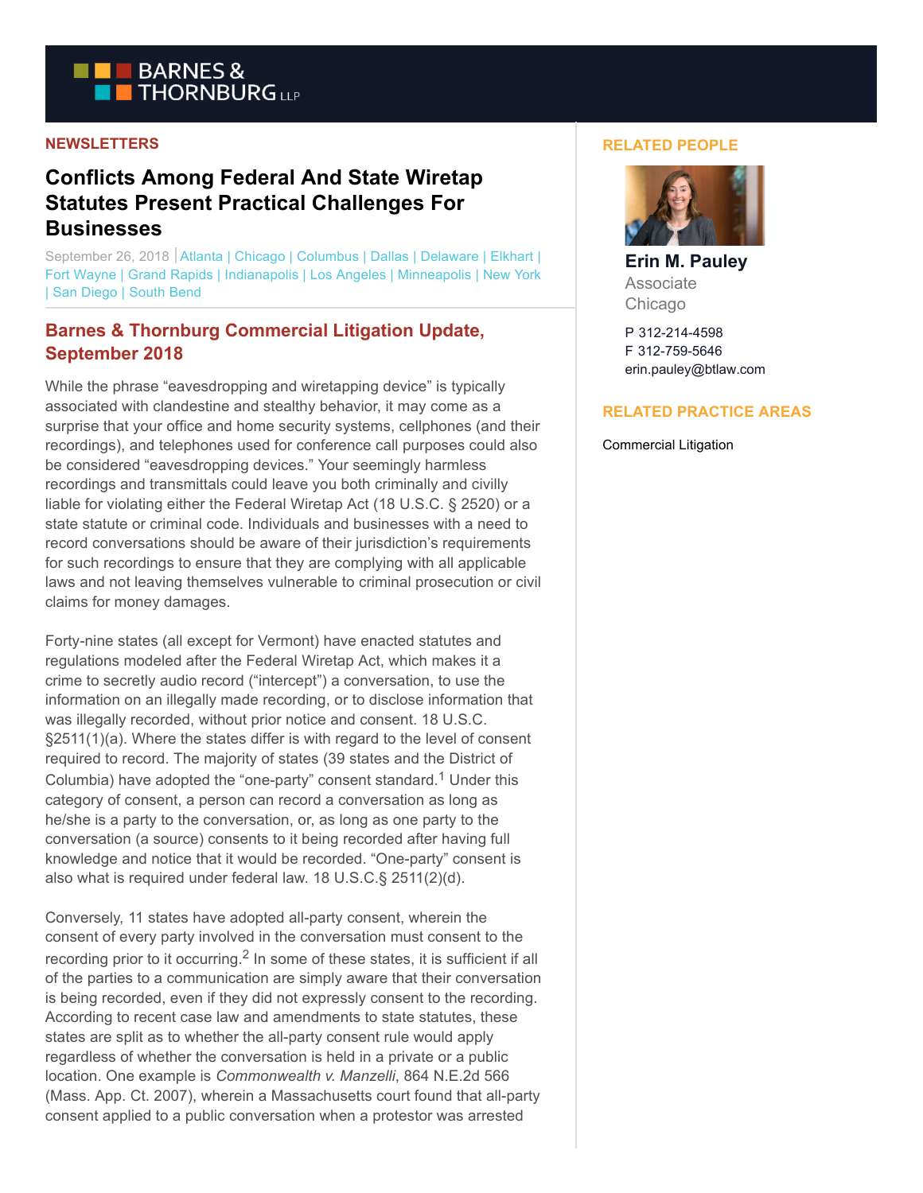NEWSLETTERS

# Conflicts Among Federal And State Wiretap Statutes Present Practical Challenges For Businesses

September 26, 2018 | Atlanta | Chicago | Columbus | Dallas | Delaware | Elkhart | Fort Wayne | Grand Rapids | Indianapolis | Los Angeles | Minneapolis | New York | San Diego | South Bend

## Barnes & Thornburg Commercial Litigation Update, September 2018

While the phrase "eavesdropping and wiretapping device" is typically associated with clandestine and stealthy behavior, it may come as a surprise that your office and home security systems, cellphones (and their recordings), and telephones used for conference call purposes could also be considered "eavesdropping devices." Your seemingly harmless recordings and transmittals could leave you both criminally and civilly liable for violating either the Federal Wiretap Act (18 U.S.C. § 2520) or a state statute or criminal code. Individuals and businesses with a need to record conversations should be aware of their jurisdiction's requirements for such recordings to ensure that they are complying with all applicable laws and not leaving themselves vulnerable to criminal prosecution or civil claims for money damages.

Forty-nine states (all except for Vermont) have enacted statutes and regulations modeled after the Federal Wiretap Act, which makes it a crime to secretly audio record ("intercept") a conversation, to use the information on an illegally made recording, or to disclose information that was illegally recorded, without prior notice and consent. 18 U.S.C. §2511(1)(a). Where the states differ is with regard to the level of consent required to record. The majority of states (39 states and the District of Columbia) have adopted the "one-party" consent standard.[1] Under this category of consent, a person can record a conversation as long as he/she is a party to the conversation, or, as long as one party to the conversation (a source) consents to it being recorded after having full knowledge and notice that it would be recorded. "One-party" consent is also what is required under federal law. 18 U.S.C.§ 2511(2)(d).

Conversely, 11 states have adopted all-party consent, wherein the consent of every party involved in the conversation must consent to the recording prior to it occurring.[2] In some of these states, it is sufficient if all of the parties to a communication are simply aware that their conversation is being recorded, even if they did not expressly consent to the recording. According to recent case law and amendments to state statutes, these states are split as to whether the all-party consent rule would apply regardless of whether the conversation is held in a private or a public location. One example is *Commonwealth v. Manzelli*, 864 N.E.2d 566 (Mass. App. Ct. 2007), wherein a Massachusetts court found that all-party consent applied to a public conversation when a protestor was arrested

RELATED PEOPLE

**Erin M. Pauley**
Associate
Chicago

P 312-214-4598
F 312-759-5646
erin.pauley@btlaw.com

RELATED PRACTICE AREAS

Commercial Litigation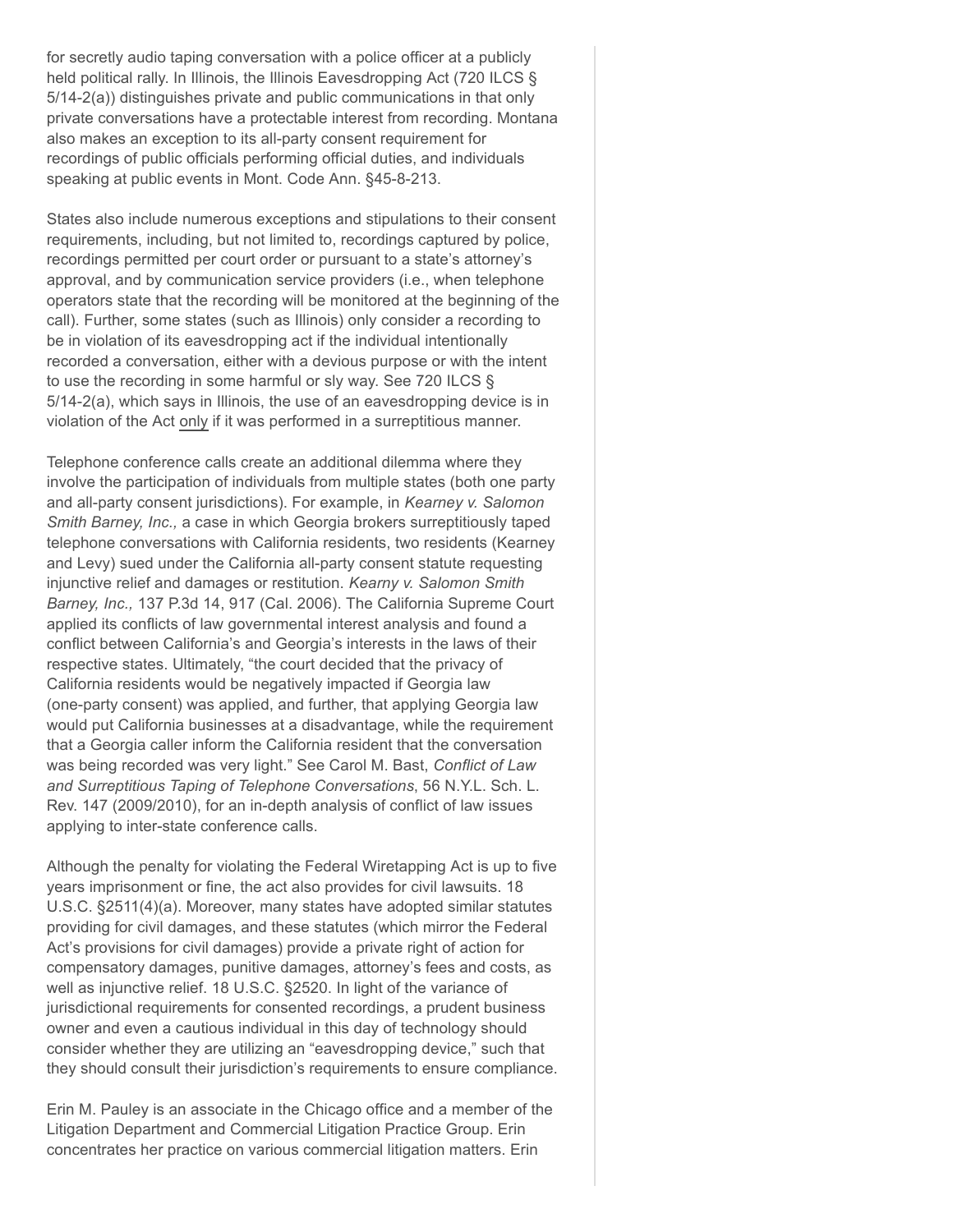for secretly audio taping conversation with a police officer at a publicly held political rally. In Illinois, the Illinois Eavesdropping Act (720 ILCS § 5/14-2(a)) distinguishes private and public communications in that only private conversations have a protectable interest from recording. Montana also makes an exception to its all-party consent requirement for recordings of public officials performing official duties, and individuals speaking at public events in Mont. Code Ann. §45-8-213.

States also include numerous exceptions and stipulations to their consent requirements, including, but not limited to, recordings captured by police, recordings permitted per court order or pursuant to a state's attorney's approval, and by communication service providers (i.e., when telephone operators state that the recording will be monitored at the beginning of the call). Further, some states (such as Illinois) only consider a recording to be in violation of its eavesdropping act if the individual intentionally recorded a conversation, either with a devious purpose or with the intent to use the recording in some harmful or sly way. See 720 ILCS § 5/14-2(a), which says in Illinois, the use of an eavesdropping device is in violation of the Act <u>only</u> if it was performed in a surreptitious manner.

Telephone conference calls create an additional dilemma where they involve the participation of individuals from multiple states (both one party and all-party consent jurisdictions). For example, in *Kearney v. Salomon Smith Barney, Inc.,* a case in which Georgia brokers surreptitiously taped telephone conversations with California residents, two residents (Kearney and Levy) sued under the California all-party consent statute requesting injunctive relief and damages or restitution. *Kearny v. Salomon Smith Barney, Inc.,* 137 P.3d 14, 917 (Cal. 2006). The California Supreme Court applied its conflicts of law governmental interest analysis and found a conflict between California's and Georgia's interests in the laws of their respective states. Ultimately, "the court decided that the privacy of California residents would be negatively impacted if Georgia law (one-party consent) was applied, and further, that applying Georgia law would put California businesses at a disadvantage, while the requirement that a Georgia caller inform the California resident that the conversation was being recorded was very light." See Carol M. Bast, *Conflict of Law and Surreptitious Taping of Telephone Conversations*, 56 N.Y.L. Sch. L. Rev. 147 (2009/2010), for an in-depth analysis of conflict of law issues applying to inter-state conference calls.

Although the penalty for violating the Federal Wiretapping Act is up to five years imprisonment or fine, the act also provides for civil lawsuits. 18 U.S.C. §2511(4)(a). Moreover, many states have adopted similar statutes providing for civil damages, and these statutes (which mirror the Federal Act's provisions for civil damages) provide a private right of action for compensatory damages, punitive damages, attorney's fees and costs, as well as injunctive relief. 18 U.S.C. §2520. In light of the variance of jurisdictional requirements for consented recordings, a prudent business owner and even a cautious individual in this day of technology should consider whether they are utilizing an "eavesdropping device," such that they should consult their jurisdiction's requirements to ensure compliance.

Erin M. Pauley is an associate in the Chicago office and a member of the Litigation Department and Commercial Litigation Practice Group. Erin concentrates her practice on various commercial litigation matters. Erin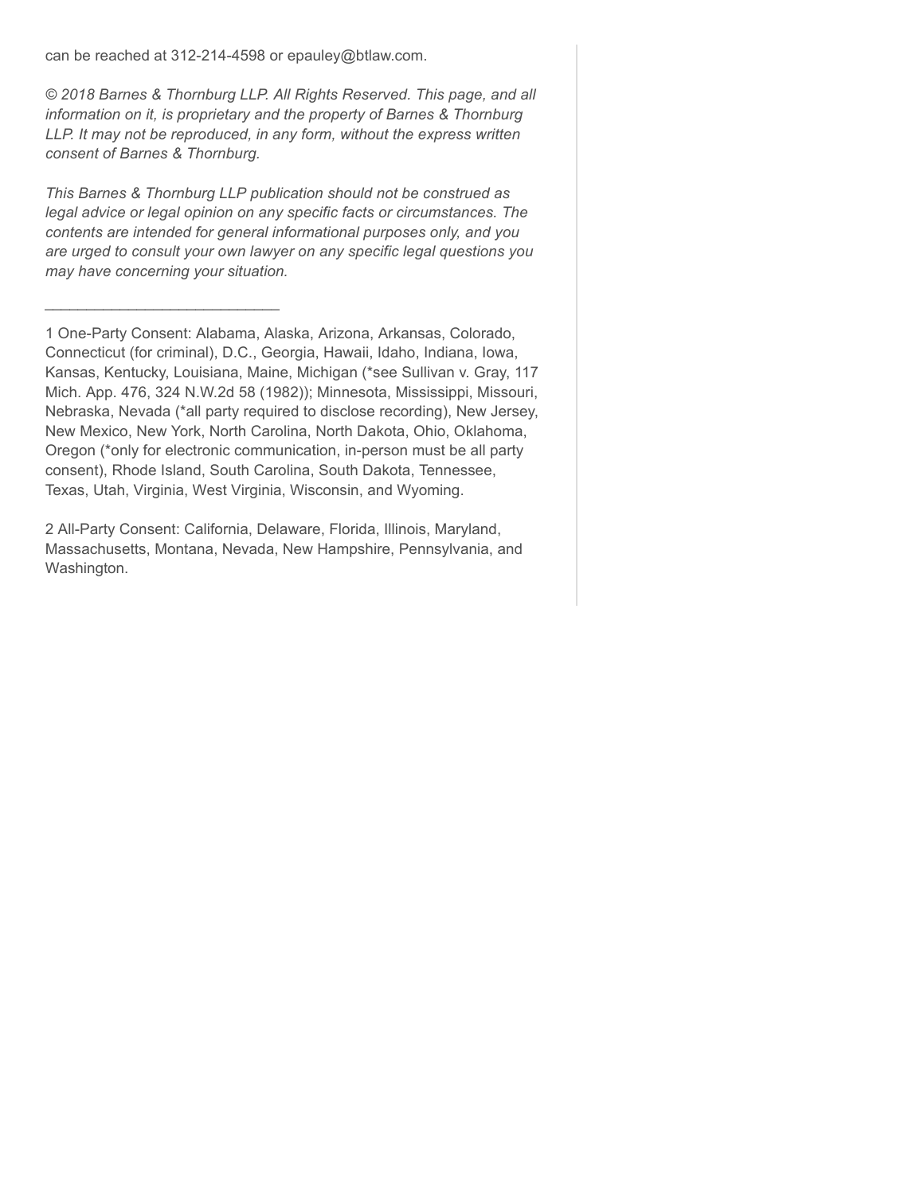can be reached at 312-214-4598 or epauley@btlaw.com.

*© 2018 Barnes & Thornburg LLP. All Rights Reserved. This page, and all information on it, is proprietary and the property of Barnes & Thornburg LLP. It may not be reproduced, in any form, without the express written consent of Barnes & Thornburg.*

*This Barnes & Thornburg LLP publication should not be construed as legal advice or legal opinion on any specific facts or circumstances. The contents are intended for general informational purposes only, and you are urged to consult your own lawyer on any specific legal questions you may have concerning your situation.*

___________________________

1 One-Party Consent: Alabama, Alaska, Arizona, Arkansas, Colorado, Connecticut (for criminal), D.C., Georgia, Hawaii, Idaho, Indiana, Iowa, Kansas, Kentucky, Louisiana, Maine, Michigan (*see Sullivan v. Gray, 117 Mich. App. 476, 324 N.W.2d 58 (1982)); Minnesota, Mississippi, Missouri, Nebraska, Nevada (*all party required to disclose recording), New Jersey, New Mexico, New York, North Carolina, North Dakota, Ohio, Oklahoma, Oregon (*only for electronic communication, in-person must be all party consent), Rhode Island, South Carolina, South Dakota, Tennessee, Texas, Utah, Virginia, West Virginia, Wisconsin, and Wyoming.

2 All-Party Consent: California, Delaware, Florida, Illinois, Maryland, Massachusetts, Montana, Nevada, New Hampshire, Pennsylvania, and Washington.